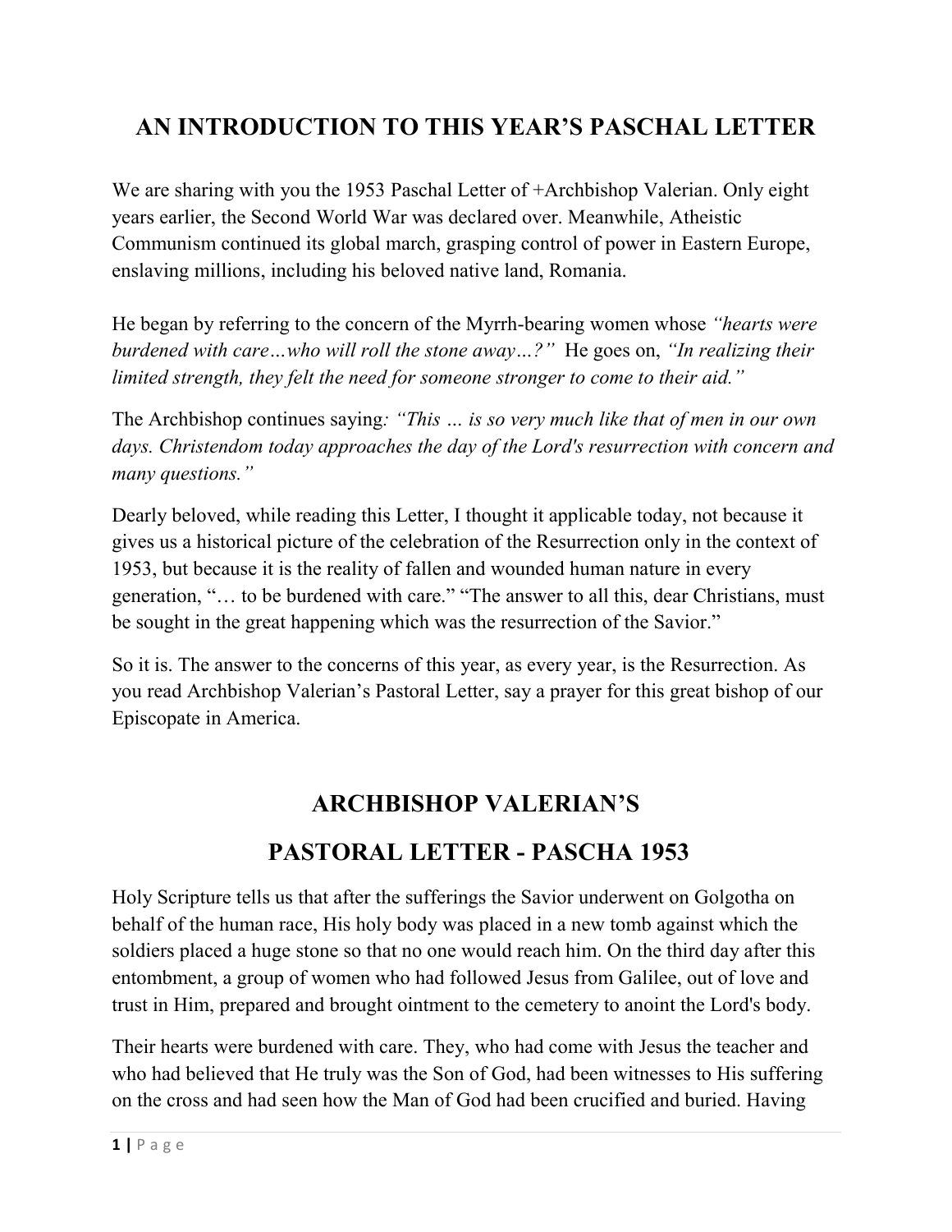# AN INTRODUCTION TO THIS YEAR'S PASCHAL LETTER

We are sharing with you the 1953 Paschal Letter of +Archbishop Valerian. Only eight years earlier, the Second World War was declared over. Meanwhile, Atheistic Communism continued its global march, grasping control of power in Eastern Europe, enslaving millions, including his beloved native land, Romania.

He began by referring to the concern of the Myrrh-bearing women whose *"hearts were burdened with care…who will roll the stone away…?"* He goes on, *"In realizing their limited strength, they felt the need for someone stronger to come to their aid."*

The Archbishop continues saying*: "This … is so very much like that of men in our own days. Christendom today approaches the day of the Lord's resurrection with concern and many questions."*

Dearly beloved, while reading this Letter, I thought it applicable today, not because it gives us a historical picture of the celebration of the Resurrection only in the context of 1953, but because it is the reality of fallen and wounded human nature in every generation, "… to be burdened with care." "The answer to all this, dear Christians, must be sought in the great happening which was the resurrection of the Savior."

So it is. The answer to the concerns of this year, as every year, is the Resurrection. As you read Archbishop Valerian's Pastoral Letter, say a prayer for this great bishop of our Episcopate in America.

# ARCHBISHOP VALERIAN'S

# PASTORAL LETTER - PASCHA 1953

Holy Scripture tells us that after the sufferings the Savior underwent on Golgotha on behalf of the human race, His holy body was placed in a new tomb against which the soldiers placed a huge stone so that no one would reach him. On the third day after this entombment, a group of women who had followed Jesus from Galilee, out of love and trust in Him, prepared and brought ointment to the cemetery to anoint the Lord's body.

Their hearts were burdened with care. They, who had come with Jesus the teacher and who had believed that He truly was the Son of God, had been witnesses to His suffering on the cross and had seen how the Man of God had been crucified and buried. Having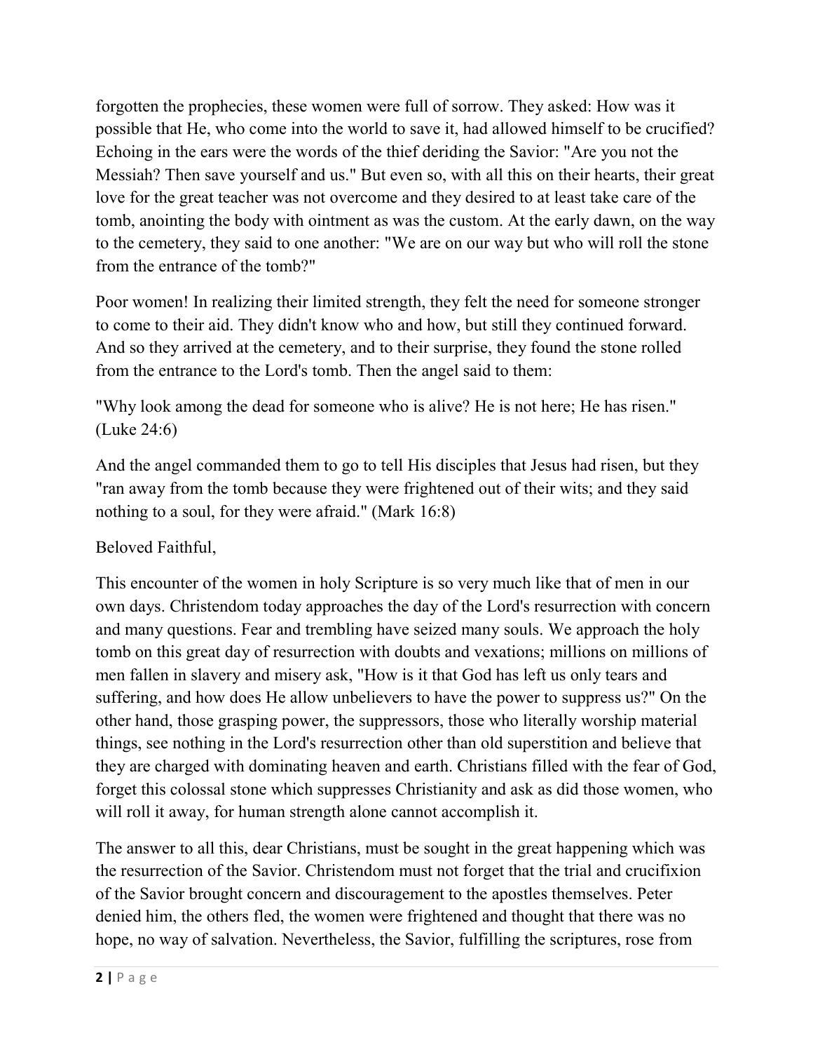forgotten the prophecies, these women were full of sorrow. They asked: How was it possible that He, who come into the world to save it, had allowed himself to be crucified? Echoing in the ears were the words of the thief deriding the Savior: "Are you not the Messiah? Then save yourself and us." But even so, with all this on their hearts, their great love for the great teacher was not overcome and they desired to at least take care of the tomb, anointing the body with ointment as was the custom. At the early dawn, on the way to the cemetery, they said to one another: "We are on our way but who will roll the stone from the entrance of the tomb?"

Poor women! In realizing their limited strength, they felt the need for someone stronger to come to their aid. They didn't know who and how, but still they continued forward. And so they arrived at the cemetery, and to their surprise, they found the stone rolled from the entrance to the Lord's tomb. Then the angel said to them:

"Why look among the dead for someone who is alive? He is not here; He has risen." (Luke 24:6)

And the angel commanded them to go to tell His disciples that Jesus had risen, but they "ran away from the tomb because they were frightened out of their wits; and they said nothing to a soul, for they were afraid." (Mark 16:8)

Beloved Faithful,

This encounter of the women in holy Scripture is so very much like that of men in our own days. Christendom today approaches the day of the Lord's resurrection with concern and many questions. Fear and trembling have seized many souls. We approach the holy tomb on this great day of resurrection with doubts and vexations; millions on millions of men fallen in slavery and misery ask, "How is it that God has left us only tears and suffering, and how does He allow unbelievers to have the power to suppress us?" On the other hand, those grasping power, the suppressors, those who literally worship material things, see nothing in the Lord's resurrection other than old superstition and believe that they are charged with dominating heaven and earth. Christians filled with the fear of God, forget this colossal stone which suppresses Christianity and ask as did those women, who will roll it away, for human strength alone cannot accomplish it.

The answer to all this, dear Christians, must be sought in the great happening which was the resurrection of the Savior. Christendom must not forget that the trial and crucifixion of the Savior brought concern and discouragement to the apostles themselves. Peter denied him, the others fled, the women were frightened and thought that there was no hope, no way of salvation. Nevertheless, the Savior, fulfilling the scriptures, rose from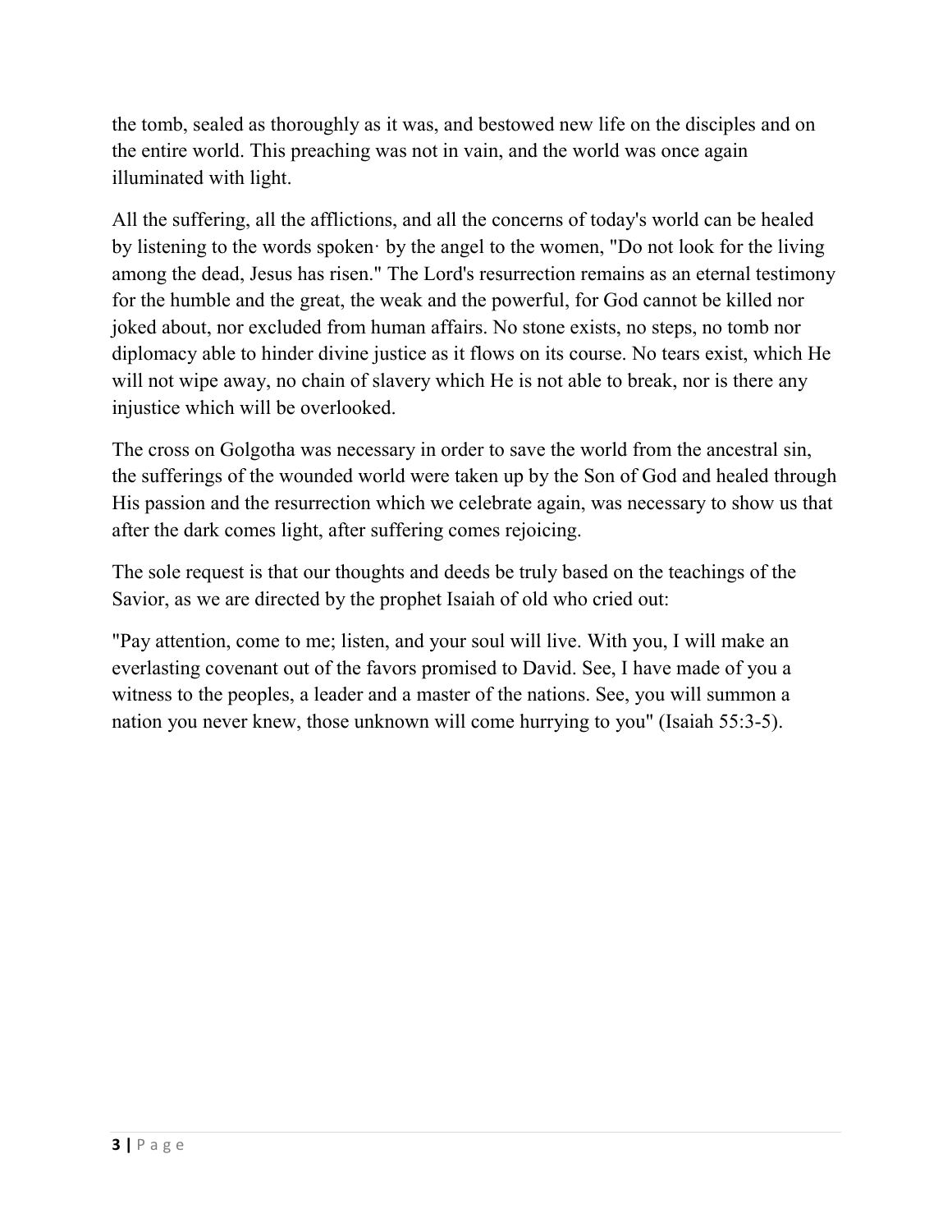the tomb, sealed as thoroughly as it was, and bestowed new life on the disciples and on the entire world. This preaching was not in vain, and the world was once again illuminated with light.

All the suffering, all the afflictions, and all the concerns of today's world can be healed by listening to the words spoken· by the angel to the women, "Do not look for the living among the dead, Jesus has risen." The Lord's resurrection remains as an eternal testimony for the humble and the great, the weak and the powerful, for God cannot be killed nor joked about, nor excluded from human affairs. No stone exists, no steps, no tomb nor diplomacy able to hinder divine justice as it flows on its course. No tears exist, which He will not wipe away, no chain of slavery which He is not able to break, nor is there any injustice which will be overlooked.

The cross on Golgotha was necessary in order to save the world from the ancestral sin, the sufferings of the wounded world were taken up by the Son of God and healed through His passion and the resurrection which we celebrate again, was necessary to show us that after the dark comes light, after suffering comes rejoicing.

The sole request is that our thoughts and deeds be truly based on the teachings of the Savior, as we are directed by the prophet Isaiah of old who cried out:

"Pay attention, come to me; listen, and your soul will live. With you, I will make an everlasting covenant out of the favors promised to David. See, I have made of you a witness to the peoples, a leader and a master of the nations. See, you will summon a nation you never knew, those unknown will come hurrying to you" (Isaiah 55:3-5).